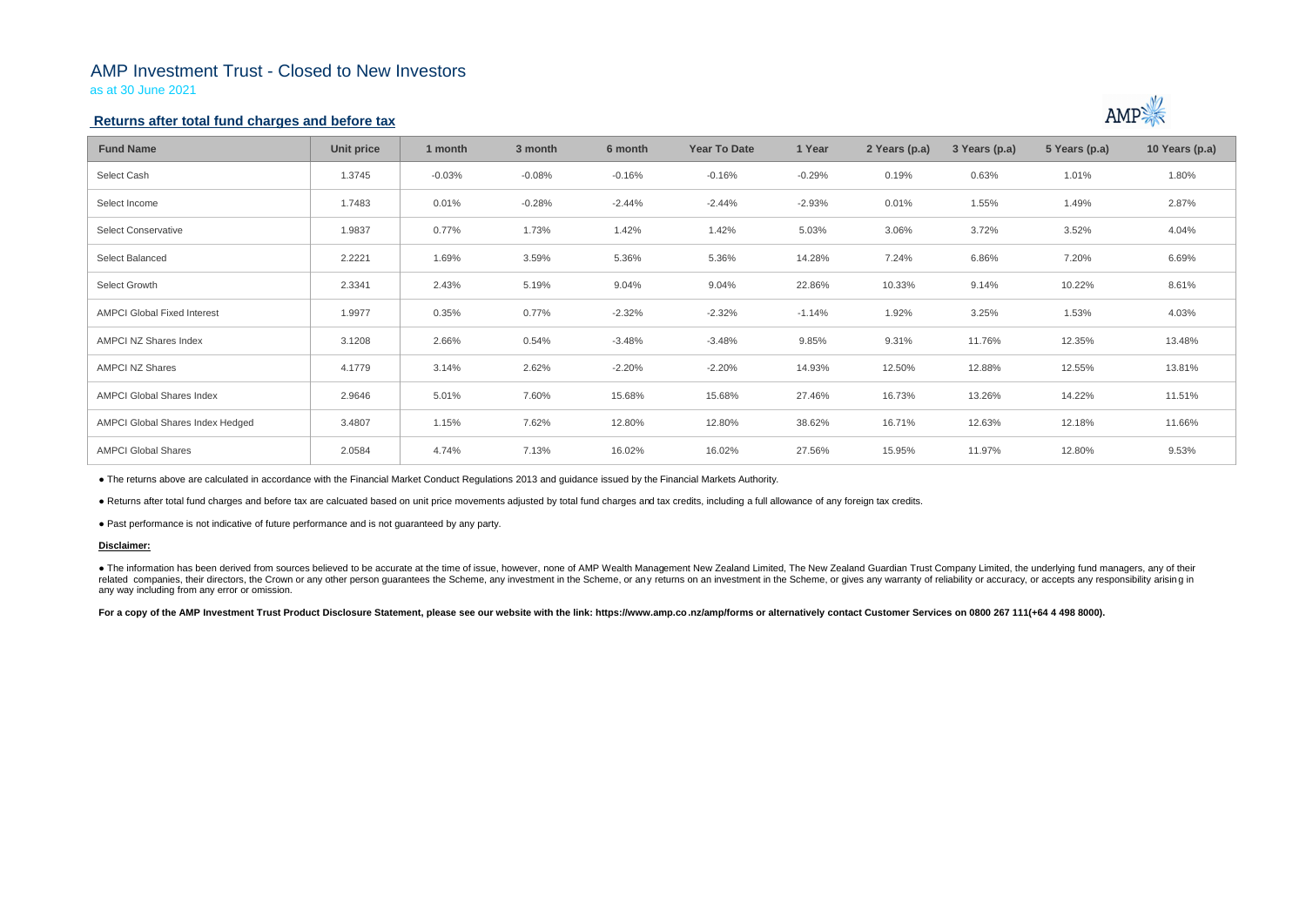# AMP Investment Trust - Closed to New Investors

as at 30 June 2021

## Returns after total fund charges and before tax

| Fund Name | Unit price | 1 month | 3 month | 6 month | Year To Date | 1 Year | 2 Years (p.a) | 3 Years (p.a) | 5 Years (p.a) | 10 Years (p.a) |
|---|---|---|---|---|---|---|---|---|---|---|
| Select Cash | 1.3745 | -0.03% | -0.08% | -0.16% | -0.16% | -0.29% | 0.19% | 0.63% | 1.01% | 1.80% |
| Select Income | 1.7483 | 0.01% | -0.28% | -2.44% | -2.44% | -2.93% | 0.01% | 1.55% | 1.49% | 2.87% |
| Select Conservative | 1.9837 | 0.77% | 1.73% | 1.42% | 1.42% | 5.03% | 3.06% | 3.72% | 3.52% | 4.04% |
| Select Balanced | 2.2221 | 1.69% | 3.59% | 5.36% | 5.36% | 14.28% | 7.24% | 6.86% | 7.20% | 6.69% |
| Select Growth | 2.3341 | 2.43% | 5.19% | 9.04% | 9.04% | 22.86% | 10.33% | 9.14% | 10.22% | 8.61% |
| AMPCI Global Fixed Interest | 1.9977 | 0.35% | 0.77% | -2.32% | -2.32% | -1.14% | 1.92% | 3.25% | 1.53% | 4.03% |
| AMPCI NZ Shares Index | 3.1208 | 2.66% | 0.54% | -3.48% | -3.48% | 9.85% | 9.31% | 11.76% | 12.35% | 13.48% |
| AMPCI NZ Shares | 4.1779 | 3.14% | 2.62% | -2.20% | -2.20% | 14.93% | 12.50% | 12.88% | 12.55% | 13.81% |
| AMPCI Global Shares Index | 2.9646 | 5.01% | 7.60% | 15.68% | 15.68% | 27.46% | 16.73% | 13.26% | 14.22% | 11.51% |
| AMPCI Global Shares Index Hedged | 3.4807 | 1.15% | 7.62% | 12.80% | 12.80% | 38.62% | 16.71% | 12.63% | 12.18% | 11.66% |
| AMPCI Global Shares | 2.0584 | 4.74% | 7.13% | 16.02% | 16.02% | 27.56% | 15.95% | 11.97% | 12.80% | 9.53% |

● The returns above are calculated in accordance with the Financial Market Conduct Regulations 2013 and guidance issued by the Financial Markets Authority.

● Returns after total fund charges and before tax are calcuated based on unit price movements adjusted by total fund charges and tax credits, including a full allowance of any foreign tax credits.

● Past performance is not indicative of future performance and is not guaranteed by any party.

**Disclaimer:**

● The information has been derived from sources believed to be accurate at the time of issue, however, none of AMP Wealth Management New Zealand Limited, The New Zealand Guardian Trust Company Limited, the underlying fund managers, any of their related companies, their directors, the Crown or any other person guarantees the Scheme, any investment in the Scheme, or any returns on an investment in the Scheme, or gives any warranty of reliability or accuracy, or accepts any responsibility arising in any way including from any error or omission.

**For a copy of the AMP Investment Trust Product Disclosure Statement, please see our website with the link: https://www.amp.co.nz/amp/forms or alternatively contact Customer Services on 0800 267 111(+64 4 498 8000).**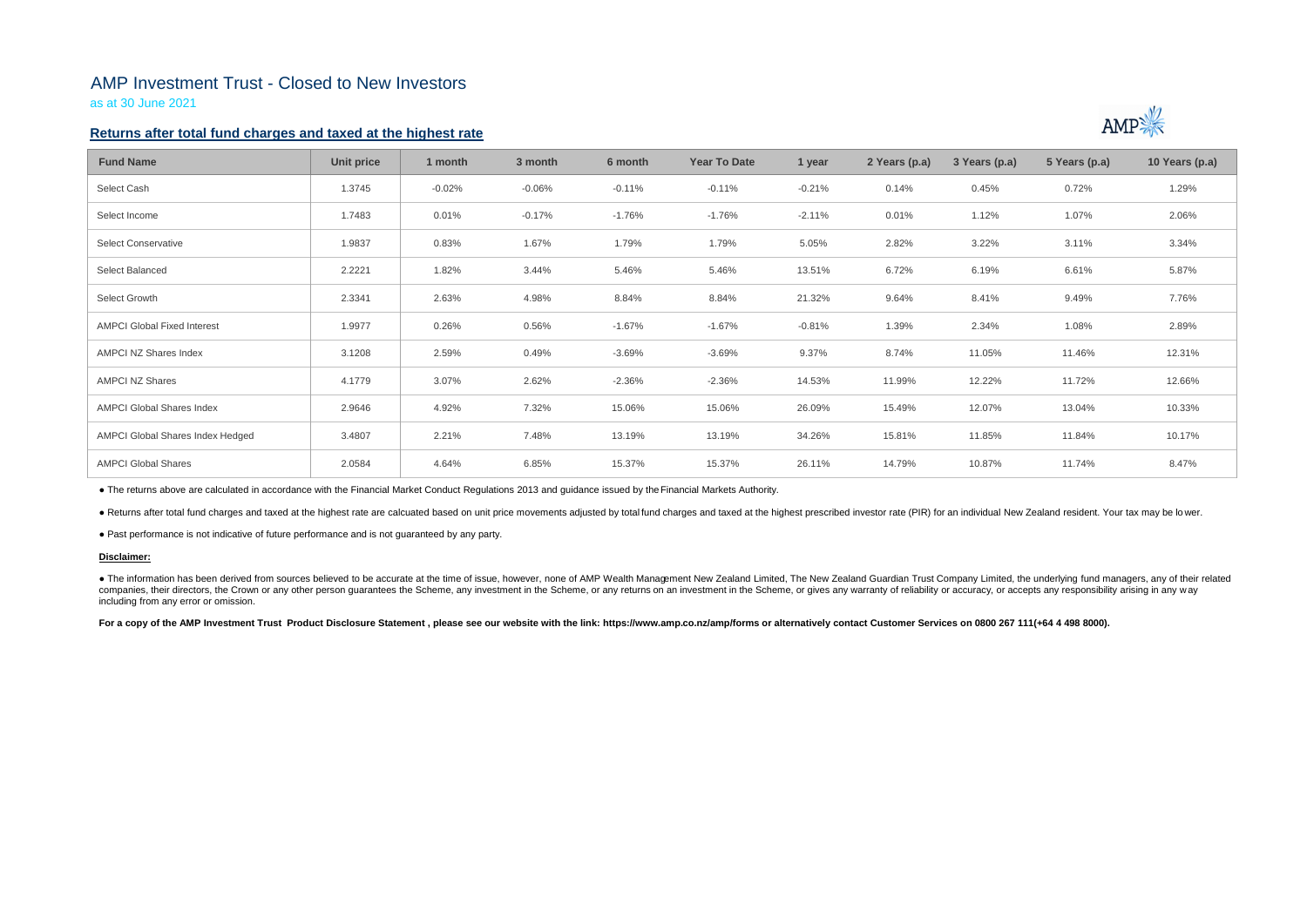# AMP Investment Trust - Closed to New Investors

as at 30 June 2021

## Returns after total fund charges and taxed at the highest rate

| Fund Name | Unit price | 1 month | 3 month | 6 month | Year To Date | 1 year | 2 Years (p.a) | 3 Years (p.a) | 5 Years (p.a) | 10 Years (p.a) |
|---|---|---|---|---|---|---|---|---|---|---|
| Select Cash | 1.3745 | -0.02% | -0.06% | -0.11% | -0.11% | -0.21% | 0.14% | 0.45% | 0.72% | 1.29% |
| Select Income | 1.7483 | 0.01% | -0.17% | -1.76% | -1.76% | -2.11% | 0.01% | 1.12% | 1.07% | 2.06% |
| Select Conservative | 1.9837 | 0.83% | 1.67% | 1.79% | 1.79% | 5.05% | 2.82% | 3.22% | 3.11% | 3.34% |
| Select Balanced | 2.2221 | 1.82% | 3.44% | 5.46% | 5.46% | 13.51% | 6.72% | 6.19% | 6.61% | 5.87% |
| Select Growth | 2.3341 | 2.63% | 4.98% | 8.84% | 8.84% | 21.32% | 9.64% | 8.41% | 9.49% | 7.76% |
| AMPCI Global Fixed Interest | 1.9977 | 0.26% | 0.56% | -1.67% | -1.67% | -0.81% | 1.39% | 2.34% | 1.08% | 2.89% |
| AMPCI NZ Shares Index | 3.1208 | 2.59% | 0.49% | -3.69% | -3.69% | 9.37% | 8.74% | 11.05% | 11.46% | 12.31% |
| AMPCI NZ Shares | 4.1779 | 3.07% | 2.62% | -2.36% | -2.36% | 14.53% | 11.99% | 12.22% | 11.72% | 12.66% |
| AMPCI Global Shares Index | 2.9646 | 4.92% | 7.32% | 15.06% | 15.06% | 26.09% | 15.49% | 12.07% | 13.04% | 10.33% |
| AMPCI Global Shares Index Hedged | 3.4807 | 2.21% | 7.48% | 13.19% | 13.19% | 34.26% | 15.81% | 11.85% | 11.84% | 10.17% |
| AMPCI Global Shares | 2.0584 | 4.64% | 6.85% | 15.37% | 15.37% | 26.11% | 14.79% | 10.87% | 11.74% | 8.47% |

● The returns above are calculated in accordance with the Financial Market Conduct Regulations 2013 and guidance issued by the Financial Markets Authority.

● Returns after total fund charges and taxed at the highest rate are calcuated based on unit price movements adjusted by total fund charges and taxed at the highest prescribed investor rate (PIR) for an individual New Zealand resident. Your tax may be lower.

● Past performance is not indicative of future performance and is not guaranteed by any party.

**Disclaimer:**

● The information has been derived from sources believed to be accurate at the time of issue, however, none of AMP Wealth Management New Zealand Limited, The New Zealand Guardian Trust Company Limited, the underlying fund managers, any of their related companies, their directors, the Crown or any other person guarantees the Scheme, any investment in the Scheme, or any returns on an investment in the Scheme, or gives any warranty of reliability or accuracy, or accepts any responsibility arising in any way including from any error or omission.

**For a copy of the AMP Investment Trust Product Disclosure Statement , please see our website with the link: https://www.amp.co.nz/amp/forms or alternatively contact Customer Services on 0800 267 111(+64 4 498 8000).**